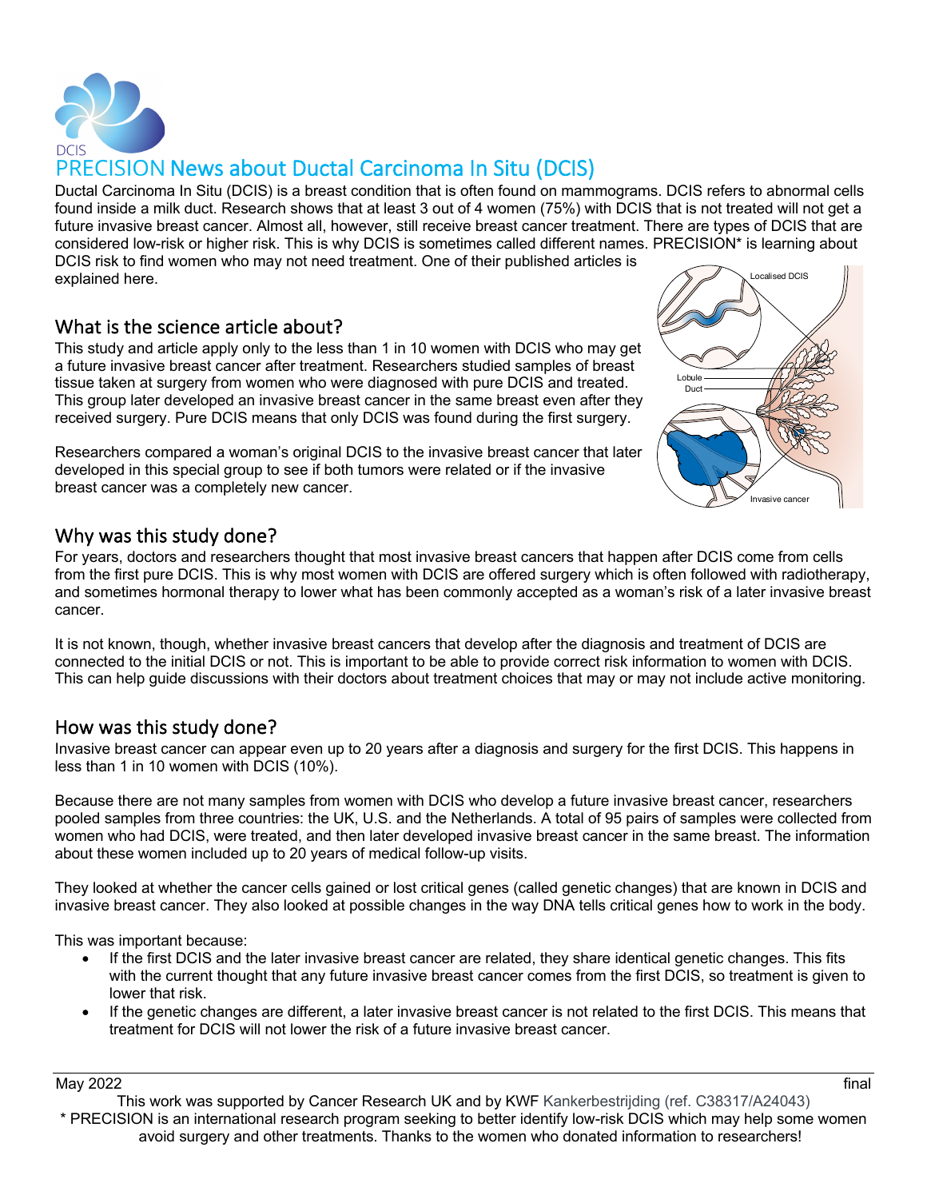DCIS

# PRECISION News about Ductal Carcinoma In Situ (DCIS)

Ductal Carcinoma In Situ (DCIS) is a breast condition that is often found on mammograms. DCIS refers to abnormal cells found inside a milk duct. Research shows that at least 3 out of 4 women (75%) with DCIS that is not treated will not get a future invasive breast cancer. Almost all, however, still receive breast cancer treatment. There are types of DCIS that are considered low-risk or higher risk. This is why DCIS is sometimes called different names. PRECISION* is learning about DCIS risk to find women who may not need treatment. One of their published articles is explained here.

## What is the science article about?

This study and article apply only to the less than 1 in 10 women with DCIS who may get a future invasive breast cancer after treatment. Researchers studied samples of breast tissue taken at surgery from women who were diagnosed with pure DCIS and treated. This group later developed an invasive breast cancer in the same breast even after they received surgery. Pure DCIS means that only DCIS was found during the first surgery.

Researchers compared a woman's original DCIS to the invasive breast cancer that later developed in this special group to see if both tumors were related or if the invasive breast cancer was a completely new cancer.

Localised DCIS

Lobule

Duct

Invasive cancer

## Why was this study done?

For years, doctors and researchers thought that most invasive breast cancers that happen after DCIS come from cells from the first pure DCIS. This is why most women with DCIS are offered surgery which is often followed with radiotherapy, and sometimes hormonal therapy to lower what has been commonly accepted as a woman's risk of a later invasive breast cancer.

It is not known, though, whether invasive breast cancers that develop after the diagnosis and treatment of DCIS are connected to the initial DCIS or not. This is important to be able to provide correct risk information to women with DCIS. This can help guide discussions with their doctors about treatment choices that may or may not include active monitoring.

## How was this study done?

Invasive breast cancer can appear even up to 20 years after a diagnosis and surgery for the first DCIS. This happens in less than 1 in 10 women with DCIS (10%).

Because there are not many samples from women with DCIS who develop a future invasive breast cancer, researchers pooled samples from three countries: the UK, U.S. and the Netherlands. A total of 95 pairs of samples were collected from women who had DCIS, were treated, and then later developed invasive breast cancer in the same breast. The information about these women included up to 20 years of medical follow-up visits.

They looked at whether the cancer cells gained or lost critical genes (called genetic changes) that are known in DCIS and invasive breast cancer. They also looked at possible changes in the way DNA tells critical genes how to work in the body.

This was important because:

- If the first DCIS and the later invasive breast cancer are related, they share identical genetic changes. This fits with the current thought that any future invasive breast cancer comes from the first DCIS, so treatment is given to lower that risk.
- If the genetic changes are different, a later invasive breast cancer is not related to the first DCIS. This means that treatment for DCIS will not lower the risk of a future invasive breast cancer.

May 2022 final

This work was supported by Cancer Research UK and by KWF Kankerbestrijding (ref. C38317/A24043)

* PRECISION is an international research program seeking to better identify low-risk DCIS which may help some women avoid surgery and other treatments. Thanks to the women who donated information to researchers!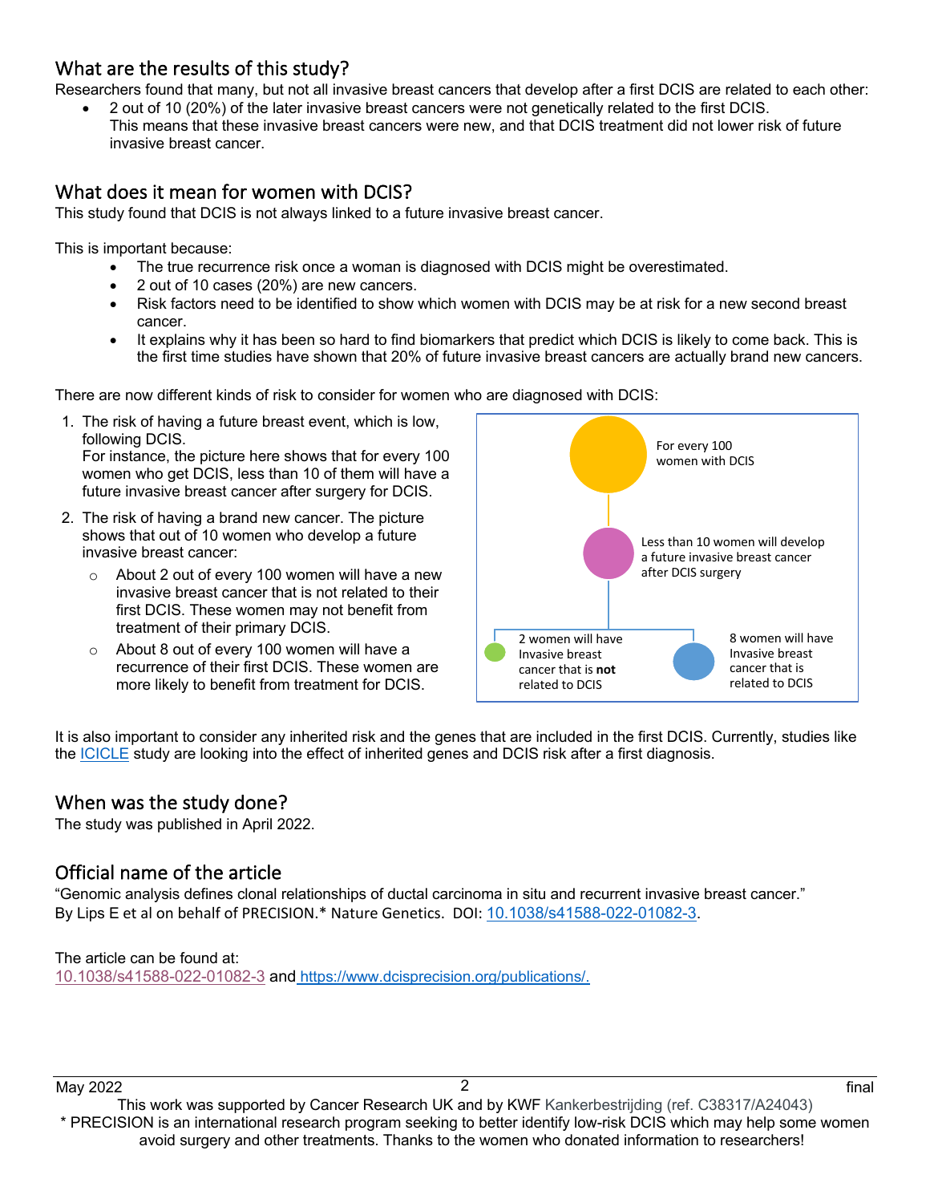## What are the results of this study?

Researchers found that many, but not all invasive breast cancers that develop after a first DCIS are related to each other:

- 2 out of 10 (20%) of the later invasive breast cancers were not genetically related to the first DCIS. This means that these invasive breast cancers were new, and that DCIS treatment did not lower risk of future invasive breast cancer.

## What does it mean for women with DCIS?

This study found that DCIS is not always linked to a future invasive breast cancer.

This is important because:

- The true recurrence risk once a woman is diagnosed with DCIS might be overestimated.
- 2 out of 10 cases (20%) are new cancers.
- Risk factors need to be identified to show which women with DCIS may be at risk for a new second breast cancer.
- It explains why it has been so hard to find biomarkers that predict which DCIS is likely to come back. This is the first time studies have shown that 20% of future invasive breast cancers are actually brand new cancers.

There are now different kinds of risk to consider for women who are diagnosed with DCIS:

1. The risk of having a future breast event, which is low, following DCIS. For instance, the picture here shows that for every 100 women who get DCIS, less than 10 of them will have a future invasive breast cancer after surgery for DCIS.
2. The risk of having a brand new cancer. The picture shows that out of 10 women who develop a future invasive breast cancer:
   - About 2 out of every 100 women will have a new invasive breast cancer that is not related to their first DCIS. These women may not benefit from treatment of their primary DCIS.
   - About 8 out of every 100 women will have a recurrence of their first DCIS. These women are more likely to benefit from treatment for DCIS.

For every 100 women with DCIS

Less than 10 women will develop a future invasive breast cancer after DCIS surgery

2 women will have Invasive breast cancer that is **not** related to DCIS

8 women will have Invasive breast cancer that is related to DCIS

It is also important to consider any inherited risk and the genes that are included in the first DCIS. Currently, studies like the ICICLE study are looking into the effect of inherited genes and DCIS risk after a first diagnosis.

## When was the study done?

The study was published in April 2022.

## Official name of the article

"Genomic analysis defines clonal relationships of ductal carcinoma in situ and recurrent invasive breast cancer." By Lips E et al on behalf of PRECISION.* Nature Genetics. DOI: 10.1038/s41588-022-01082-3.

The article can be found at:
10.1038/s41588-022-01082-3 and https://www.dcisprecision.org/publications/.

This work was supported by Cancer Research UK and by KWF Kankerbestrijding (ref. C38317/A24043)
* PRECISION is an international research program seeking to better identify low-risk DCIS which may help some women avoid surgery and other treatments. Thanks to the women who donated information to researchers!